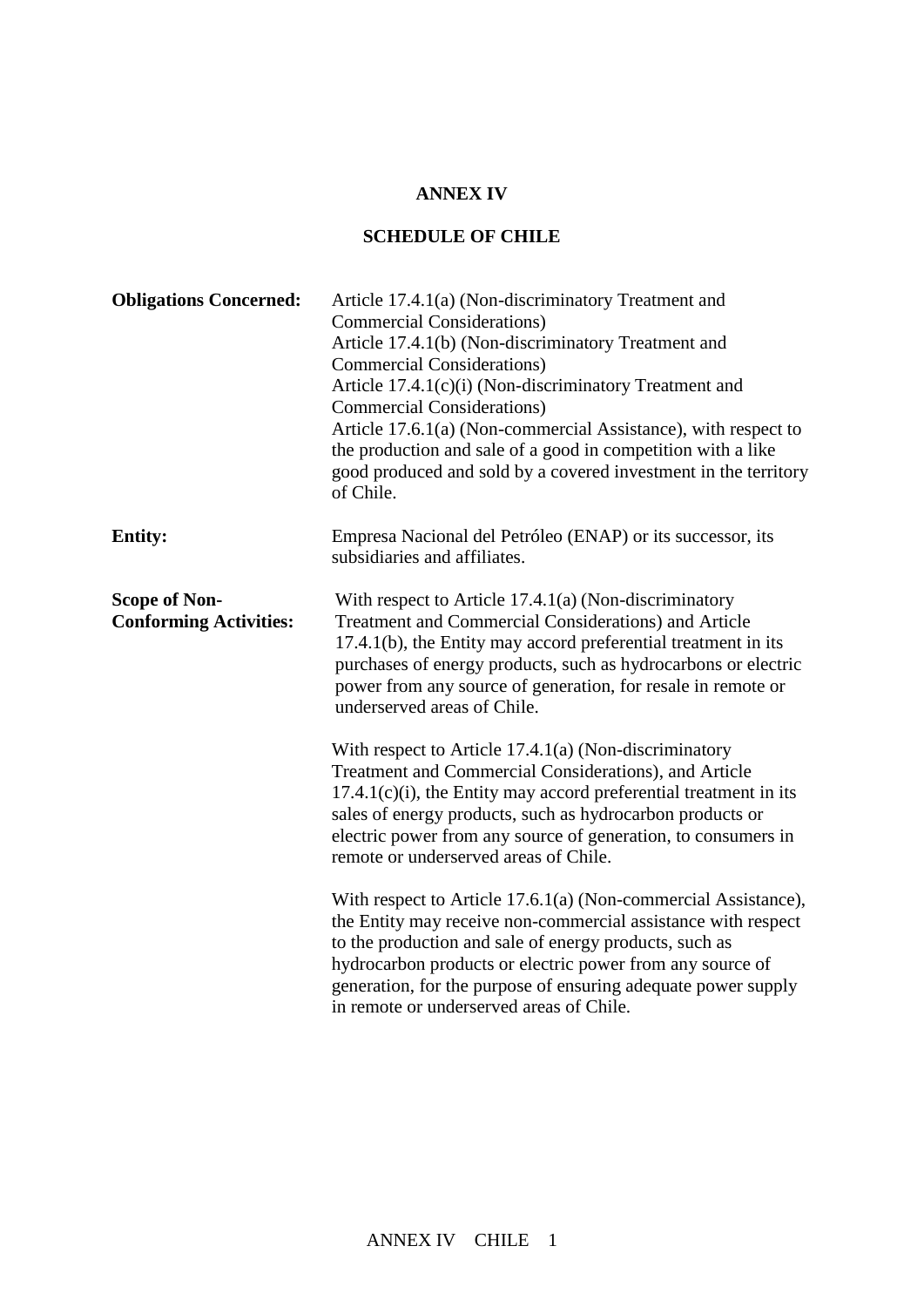# ANNEX IV

## SCHEDULE OF CHILE

**Obligations Concerned:**

Article 17.4.1(a) (Non-discriminatory Treatment and Commercial Considerations)
Article 17.4.1(b) (Non-discriminatory Treatment and Commercial Considerations)
Article 17.4.1(c)(i) (Non-discriminatory Treatment and Commercial Considerations)
Article 17.6.1(a) (Non-commercial Assistance), with respect to the production and sale of a good in competition with a like good produced and sold by a covered investment in the territory of Chile.

**Entity:**

Empresa Nacional del Petróleo (ENAP) or its successor, its subsidiaries and affiliates.

**Scope of Non-Conforming Activities:**

With respect to Article 17.4.1(a) (Non-discriminatory Treatment and Commercial Considerations) and Article 17.4.1(b), the Entity may accord preferential treatment in its purchases of energy products, such as hydrocarbons or electric power from any source of generation, for resale in remote or underserved areas of Chile.

With respect to Article 17.4.1(a) (Non-discriminatory Treatment and Commercial Considerations), and Article 17.4.1(c)(i), the Entity may accord preferential treatment in its sales of energy products, such as hydrocarbon products or electric power from any source of generation, to consumers in remote or underserved areas of Chile.

With respect to Article 17.6.1(a) (Non-commercial Assistance), the Entity may receive non-commercial assistance with respect to the production and sale of energy products, such as hydrocarbon products or electric power from any source of generation, for the purpose of ensuring adequate power supply in remote or underserved areas of Chile.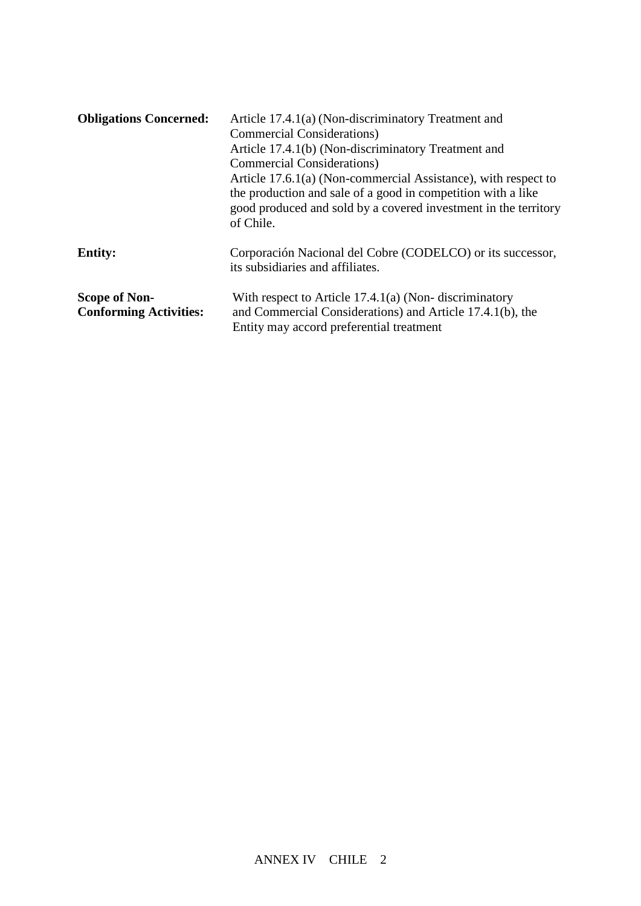**Obligations Concerned:** Article 17.4.1(a) (Non-discriminatory Treatment and Commercial Considerations)
Article 17.4.1(b) (Non-discriminatory Treatment and Commercial Considerations)
Article 17.6.1(a) (Non-commercial Assistance), with respect to the production and sale of a good in competition with a like good produced and sold by a covered investment in the territory of Chile.

**Entity:** Corporación Nacional del Cobre (CODELCO) or its successor, its subsidiaries and affiliates.

**Scope of Non-Conforming Activities:** With respect to Article 17.4.1(a) (Non- discriminatory and Commercial Considerations) and Article 17.4.1(b), the Entity may accord preferential treatment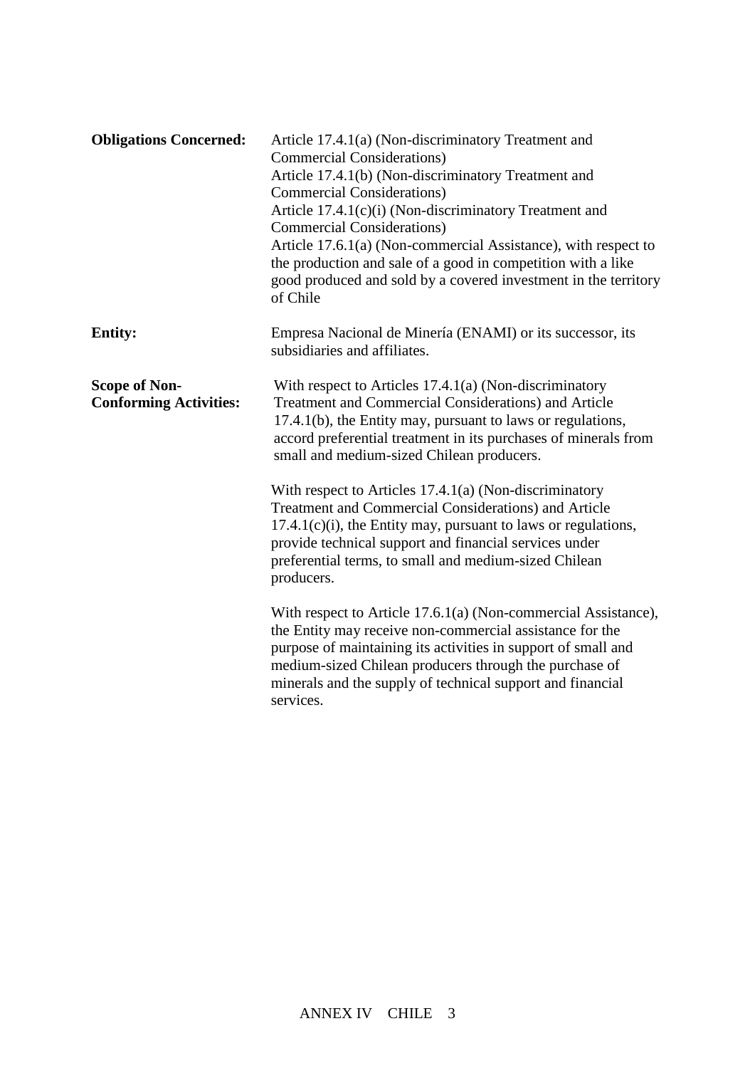**Obligations Concerned:** Article 17.4.1(a) (Non-discriminatory Treatment and Commercial Considerations)
Article 17.4.1(b) (Non-discriminatory Treatment and Commercial Considerations)
Article 17.4.1(c)(i) (Non-discriminatory Treatment and Commercial Considerations)
Article 17.6.1(a) (Non-commercial Assistance), with respect to the production and sale of a good in competition with a like good produced and sold by a covered investment in the territory of Chile

**Entity:** Empresa Nacional de Minería (ENAMI) or its successor, its subsidiaries and affiliates.

**Scope of Non-Conforming Activities:** With respect to Articles 17.4.1(a) (Non-discriminatory Treatment and Commercial Considerations) and Article 17.4.1(b), the Entity may, pursuant to laws or regulations, accord preferential treatment in its purchases of minerals from small and medium-sized Chilean producers.

With respect to Articles 17.4.1(a) (Non-discriminatory Treatment and Commercial Considerations) and Article 17.4.1(c)(i), the Entity may, pursuant to laws or regulations, provide technical support and financial services under preferential terms, to small and medium-sized Chilean producers.

With respect to Article 17.6.1(a) (Non-commercial Assistance), the Entity may receive non-commercial assistance for the purpose of maintaining its activities in support of small and medium-sized Chilean producers through the purchase of minerals and the supply of technical support and financial services.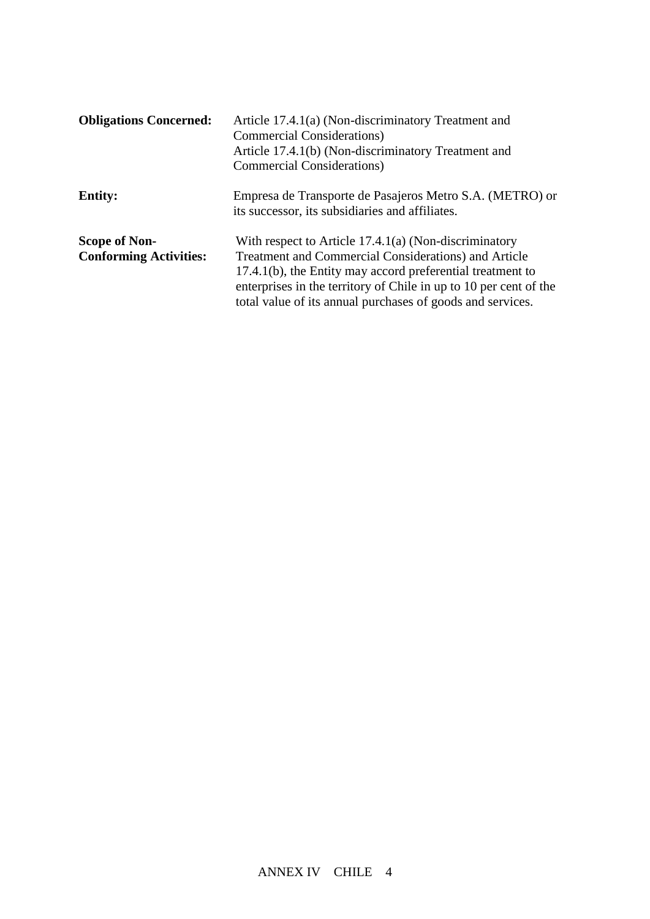**Obligations Concerned:** Article 17.4.1(a) (Non-discriminatory Treatment and Commercial Considerations)
Article 17.4.1(b) (Non-discriminatory Treatment and Commercial Considerations)

**Entity:** Empresa de Transporte de Pasajeros Metro S.A. (METRO) or its successor, its subsidiaries and affiliates.

**Scope of Non-Conforming Activities:** With respect to Article 17.4.1(a) (Non-discriminatory Treatment and Commercial Considerations) and Article 17.4.1(b), the Entity may accord preferential treatment to enterprises in the territory of Chile in up to 10 per cent of the total value of its annual purchases of goods and services.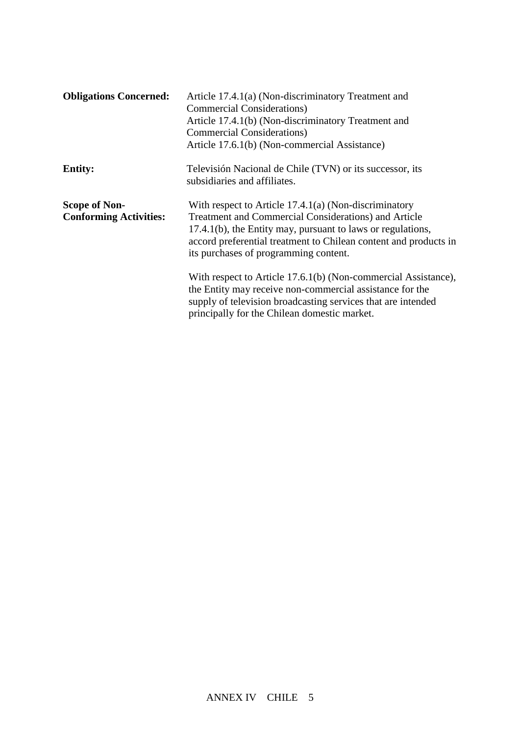| | |
|---|---|
| **Obligations Concerned:** | Article 17.4.1(a) (Non-discriminatory Treatment and Commercial Considerations)<br>Article 17.4.1(b) (Non-discriminatory Treatment and Commercial Considerations)<br>Article 17.6.1(b) (Non-commercial Assistance) |
| **Entity:** | Televisión Nacional de Chile (TVN) or its successor, its subsidiaries and affiliates. |
| **Scope of Non-Conforming Activities:** | With respect to Article 17.4.1(a) (Non-discriminatory Treatment and Commercial Considerations) and Article 17.4.1(b), the Entity may, pursuant to laws or regulations, accord preferential treatment to Chilean content and products in its purchases of programming content.<br><br>With respect to Article 17.6.1(b) (Non-commercial Assistance), the Entity may receive non-commercial assistance for the supply of television broadcasting services that are intended principally for the Chilean domestic market. |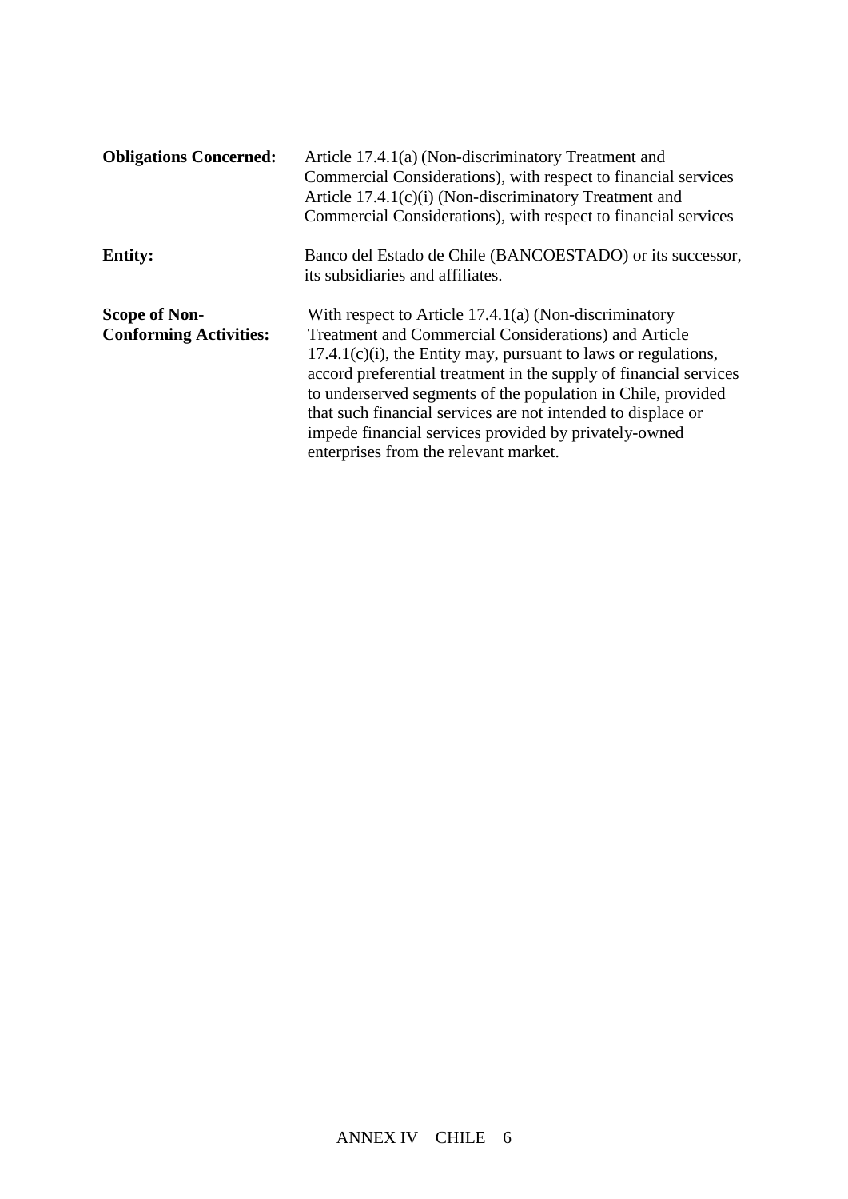| | |
|---|---|
| **Obligations Concerned:** | Article 17.4.1(a) (Non-discriminatory Treatment and Commercial Considerations), with respect to financial services<br>Article 17.4.1(c)(i) (Non-discriminatory Treatment and Commercial Considerations), with respect to financial services |
| **Entity:** | Banco del Estado de Chile (BANCOESTADO) or its successor, its subsidiaries and affiliates. |
| **Scope of Non-Conforming Activities:** | With respect to Article 17.4.1(a) (Non-discriminatory Treatment and Commercial Considerations) and Article 17.4.1(c)(i), the Entity may, pursuant to laws or regulations, accord preferential treatment in the supply of financial services to underserved segments of the population in Chile, provided that such financial services are not intended to displace or impede financial services provided by privately-owned enterprises from the relevant market. |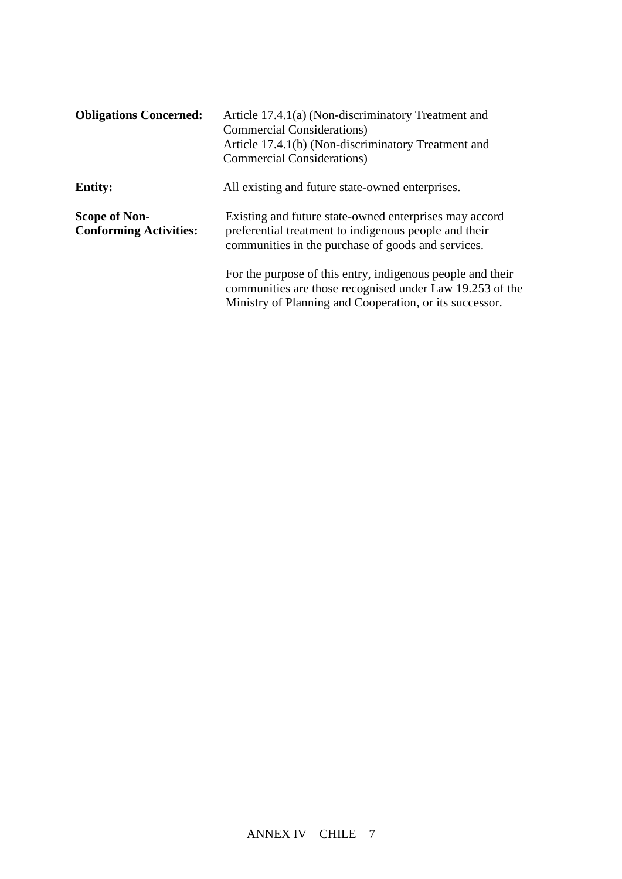| | |
|---|---|
| **Obligations Concerned:** | Article 17.4.1(a) (Non-discriminatory Treatment and Commercial Considerations)<br>Article 17.4.1(b) (Non-discriminatory Treatment and Commercial Considerations) |
| **Entity:** | All existing and future state-owned enterprises. |
| **Scope of Non-Conforming Activities:** | Existing and future state-owned enterprises may accord preferential treatment to indigenous people and their communities in the purchase of goods and services.<br><br>For the purpose of this entry, indigenous people and their communities are those recognised under Law 19.253 of the Ministry of Planning and Cooperation, or its successor. |